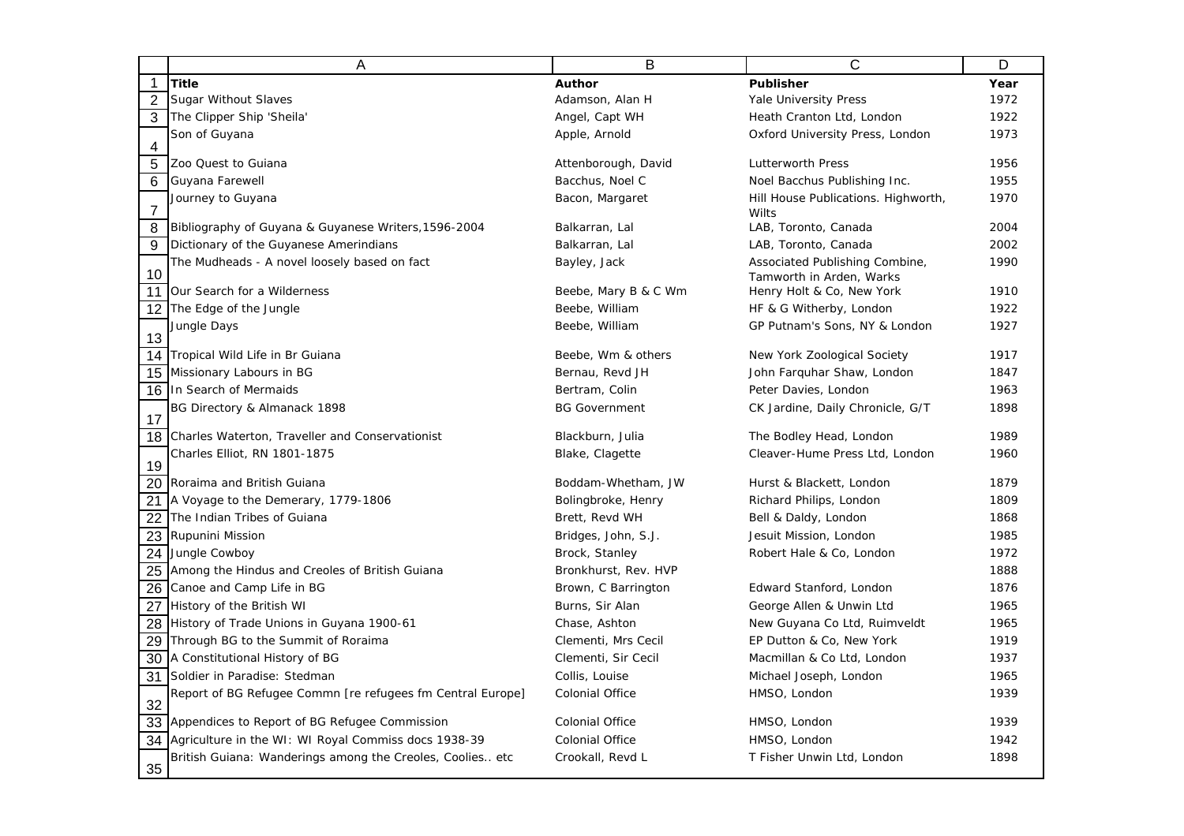| Title | Author | Publisher | Year |
|---|---|---|---|
| Sugar Without Slaves | Adamson, Alan H | Yale University Press | 1972 |
| The Clipper Ship 'Sheila' | Angel, Capt WH | Heath Cranton Ltd, London | 1922 |
| Son of Guyana | Apple, Arnold | Oxford University Press, London | 1973 |
| Zoo Quest to Guiana | Attenborough, David | Lutterworth Press | 1956 |
| Guyana Farewell | Bacchus, Noel C | Noel Bacchus Publishing Inc. | 1955 |
| Journey to Guyana | Bacon, Margaret | Hill House Publications. Highworth, Wilts | 1970 |
| Bibliography of Guyana & Guyanese Writers,1596-2004 | Balkarran, Lal | LAB, Toronto, Canada | 2004 |
| Dictionary of the Guyanese Amerindians | Balkarran, Lal | LAB, Toronto, Canada | 2002 |
| The Mudheads - A novel loosely based on fact | Bayley, Jack | Associated Publishing Combine, Tamworth in Arden, Warks | 1990 |
| Our Search for a Wilderness | Beebe, Mary B & C Wm | Henry Holt & Co, New York | 1910 |
| The Edge of the Jungle | Beebe, William | HF & G Witherby, London | 1922 |
| Jungle Days | Beebe, William | GP Putnam's Sons, NY & London | 1927 |
| Tropical Wild Life in Br Guiana | Beebe, Wm & others | New York Zoological Society | 1917 |
| Missionary Labours in BG | Bernau, Revd JH | John Farquhar Shaw, London | 1847 |
| In Search of Mermaids | Bertram, Colin | Peter Davies, London | 1963 |
| BG Directory & Almanack 1898 | BG Government | CK Jardine, Daily Chronicle, G/T | 1898 |
| Charles Waterton, Traveller and Conservationist | Blackburn, Julia | The Bodley Head, London | 1989 |
| Charles Elliot, RN 1801-1875 | Blake, Clagette | Cleaver-Hume Press Ltd, London | 1960 |
| Roraima and British Guiana | Boddam-Whetham, JW | Hurst & Blackett, London | 1879 |
| A Voyage to the Demerary, 1779-1806 | Bolingbroke, Henry | Richard Philips, London | 1809 |
| The Indian Tribes of Guiana | Brett, Revd WH | Bell & Daldy, London | 1868 |
| Rupunini Mission | Bridges, John, S.J. | Jesuit Mission, London | 1985 |
| Jungle Cowboy | Brock, Stanley | Robert Hale & Co, London | 1972 |
| Among the Hindus and Creoles of British Guiana | Bronkhurst, Rev. HVP | | 1888 |
| Canoe and Camp Life in BG | Brown, C Barrington | Edward Stanford, London | 1876 |
| History of the British WI | Burns, Sir Alan | George Allen & Unwin Ltd | 1965 |
| History of Trade Unions in Guyana 1900-61 | Chase, Ashton | New Guyana Co Ltd, Ruimveldt | 1965 |
| Through BG to the Summit of Roraima | Clementi, Mrs Cecil | EP Dutton & Co, New York | 1919 |
| A Constitutional History of BG | Clementi, Sir Cecil | Macmillan & Co Ltd, London | 1937 |
| Soldier in Paradise: Stedman | Collis, Louise | Michael Joseph, London | 1965 |
| Report of BG Refugee Commn [re refugees fm Central Europe] | Colonial Office | HMSO, London | 1939 |
| Appendices to Report of BG Refugee Commission | Colonial Office | HMSO, London | 1939 |
| Agriculture in the WI: WI Royal Commiss docs 1938-39 | Colonial Office | HMSO, London | 1942 |
| British Guiana: Wanderings among the Creoles, Coolies.. etc | Crookall, Revd L | T Fisher Unwin Ltd, London | 1898 |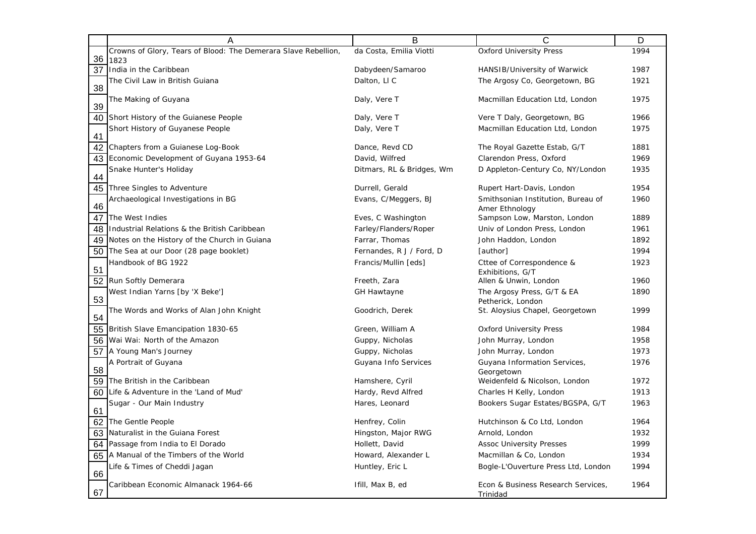| | A | B | C | D |
|---|---|---|---|---|
| 36 | Crowns of Glory, Tears of Blood: The Demerara Slave Rebellion, 1823 | da Costa, Emilia Viotti | Oxford University Press | 1994 |
| 37 | India in the Caribbean | Dabydeen/Samaroo | HANSIB/University of Warwick | 1987 |
| 38 | The Civil Law in British Guiana | Dalton, Ll C | The Argosy Co, Georgetown, BG | 1921 |
| 39 | The Making of Guyana | Daly, Vere T | Macmillan Education Ltd, London | 1975 |
| 40 | Short History of the Guianese People | Daly, Vere T | Vere T Daly, Georgetown, BG | 1966 |
| 41 | Short History of Guyanese People | Daly, Vere T | Macmillan Education Ltd, London | 1975 |
| 42 | Chapters from a Guianese Log-Book | Dance, Revd CD | The Royal Gazette Estab, G/T | 1881 |
| 43 | Economic Development of Guyana 1953-64 | David, Wilfred | Clarendon Press, Oxford | 1969 |
| 44 | Snake Hunter's Holiday | Ditmars, RL & Bridges, Wm | D Appleton-Century Co, NY/London | 1935 |
| 45 | Three Singles to Adventure | Durrell, Gerald | Rupert Hart-Davis, London | 1954 |
| 46 | Archaeological Investigations in BG | Evans, C/Meggers, BJ | Smithsonian Institution, Bureau of Amer Ethnology | 1960 |
| 47 | The West Indies | Eves, C Washington | Sampson Low, Marston, London | 1889 |
| 48 | Industrial Relations & the British Caribbean | Farley/Flanders/Roper | Univ of London Press, London | 1961 |
| 49 | Notes on the History of the Church in Guiana | Farrar, Thomas | John Haddon, London | 1892 |
| 50 | The Sea at our Door (28 page booklet) | Fernandes, R J / Ford, D | [author] | 1994 |
| 51 | Handbook of BG 1922 | Francis/Mullin [eds] | Cttee of Correspondence & Exhibitions, G/T | 1923 |
| 52 | Run Softly Demerara | Freeth, Zara | Allen & Unwin, London | 1960 |
| 53 | West Indian Yarns [by 'X Beke'] | GH Hawtayne | The Argosy Press, G/T & EA Petherick, London | 1890 |
| 54 | The Words and Works of Alan John Knight | Goodrich, Derek | St. Aloysius Chapel, Georgetown | 1999 |
| 55 | British Slave Emancipation 1830-65 | Green, William A | Oxford University Press | 1984 |
| 56 | Wai Wai: North of the Amazon | Guppy, Nicholas | John Murray, London | 1958 |
| 57 | A Young Man's Journey | Guppy, Nicholas | John Murray, London | 1973 |
| 58 | A Portrait of Guyana | Guyana Info Services | Guyana Information Services, Georgetown | 1976 |
| 59 | The British in the Caribbean | Hamshere, Cyril | Weidenfeld & Nicolson, London | 1972 |
| 60 | Life & Adventure in the 'Land of Mud' | Hardy, Revd Alfred | Charles H Kelly, London | 1913 |
| 61 | Sugar - Our Main Industry | Hares, Leonard | Bookers Sugar Estates/BGSPA, G/T | 1963 |
| 62 | The Gentle People | Henfrey, Colin | Hutchinson & Co Ltd, London | 1964 |
| 63 | Naturalist in the Guiana Forest | Hingston, Major RWG | Arnold, London | 1932 |
| 64 | Passage from India to El Dorado | Hollett, David | Assoc University Presses | 1999 |
| 65 | A Manual of the Timbers of the World | Howard, Alexander L | Macmillan & Co, London | 1934 |
| 66 | Life & Times of Cheddi Jagan | Huntley, Eric L | Bogle-L'Ouverture Press Ltd, London | 1994 |
| 67 | Caribbean Economic Almanack 1964-66 | Ifill, Max B, ed | Econ & Business Research Services, Trinidad | 1964 |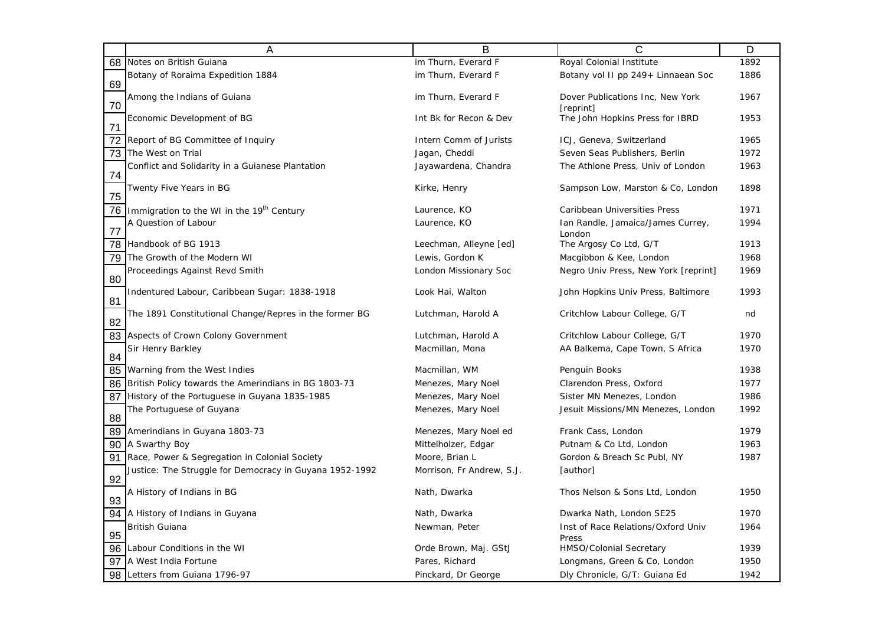|  | A | B | C | D |
|---|---|---|---|---|
| 68 | Notes on British Guiana | im Thurn, Everard F | Royal Colonial Institute | 1892 |
| 69 | Botany of Roraima Expedition 1884 | im Thurn, Everard F | Botany vol II pp 249+ Linnaean Soc | 1886 |
| 70 | Among the Indians of Guiana | im Thurn, Everard F | Dover Publications Inc, New York [reprint] | 1967 |
| 71 | Economic Development of BG | Int Bk for Recon & Dev | The John Hopkins Press for IBRD | 1953 |
| 72 | Report of BG Committee of Inquiry | Intern Comm of Jurists | ICJ, Geneva, Switzerland | 1965 |
| 73 | The West on Trial | Jagan, Cheddi | Seven Seas Publishers, Berlin | 1972 |
| 74 | Conflict and Solidarity in a Guianese Plantation | Jayawardena, Chandra | The Athlone Press, Univ of London | 1963 |
| 75 | Twenty Five Years in BG | Kirke, Henry | Sampson Low, Marston & Co, London | 1898 |
| 76 | Immigration to the WI in the 19th Century | Laurence, KO | Caribbean Universities Press | 1971 |
| 77 | A Question of Labour | Laurence, KO | Ian Randle, Jamaica/James Currey, London | 1994 |
| 78 | Handbook of BG 1913 | Leechman, Alleyne [ed] | The Argosy Co Ltd, G/T | 1913 |
| 79 | The Growth of the Modern WI | Lewis, Gordon K | Macgibbon & Kee, London | 1968 |
| 80 | Proceedings Against Revd Smith | London Missionary Soc | Negro Univ Press, New York [reprint] | 1969 |
| 81 | Indentured Labour, Caribbean Sugar: 1838-1918 | Look Hai, Walton | John Hopkins Univ Press, Baltimore | 1993 |
| 82 | The 1891 Constitutional Change/Repres in the former BG | Lutchman, Harold A | Critchlow Labour College, G/T | nd |
| 83 | Aspects of Crown Colony Government | Lutchman, Harold A | Critchlow Labour College, G/T | 1970 |
| 84 | Sir Henry Barkley | Macmillan, Mona | AA Balkema, Cape Town, S Africa | 1970 |
| 85 | Warning from the West Indies | Macmillan, WM | Penguin Books | 1938 |
| 86 | British Policy towards the Amerindians in BG 1803-73 | Menezes, Mary Noel | Clarendon Press, Oxford | 1977 |
| 87 | History of the Portuguese in Guyana 1835-1985 | Menezes, Mary Noel | Sister MN Menezes, London | 1986 |
| 88 | The Portuguese of Guyana | Menezes, Mary Noel | Jesuit Missions/MN Menezes, London | 1992 |
| 89 | Amerindians in Guyana 1803-73 | Menezes, Mary Noel ed | Frank Cass, London | 1979 |
| 90 | A Swarthy Boy | Mittelholzer, Edgar | Putnam & Co Ltd, London | 1963 |
| 91 | Race, Power & Segregation in Colonial Society | Moore, Brian L | Gordon & Breach Sc Publ, NY | 1987 |
| 92 | Justice: The Struggle for Democracy in Guyana 1952-1992 | Morrison, Fr Andrew, S.J. | [author] | |
| 93 | A History of Indians in BG | Nath, Dwarka | Thos Nelson & Sons Ltd, London | 1950 |
| 94 | A History of Indians in Guyana | Nath, Dwarka | Dwarka Nath, London SE25 | 1970 |
| 95 | British Guiana | Newman, Peter | Inst of Race Relations/Oxford Univ Press | 1964 |
| 96 | Labour Conditions in the WI | Orde Brown, Maj. GStJ | HMSO/Colonial Secretary | 1939 |
| 97 | A West India Fortune | Pares, Richard | Longmans, Green & Co, London | 1950 |
| 98 | Letters from Guiana 1796-97 | Pinckard, Dr George | Dly Chronicle, G/T: Guiana Ed | 1942 |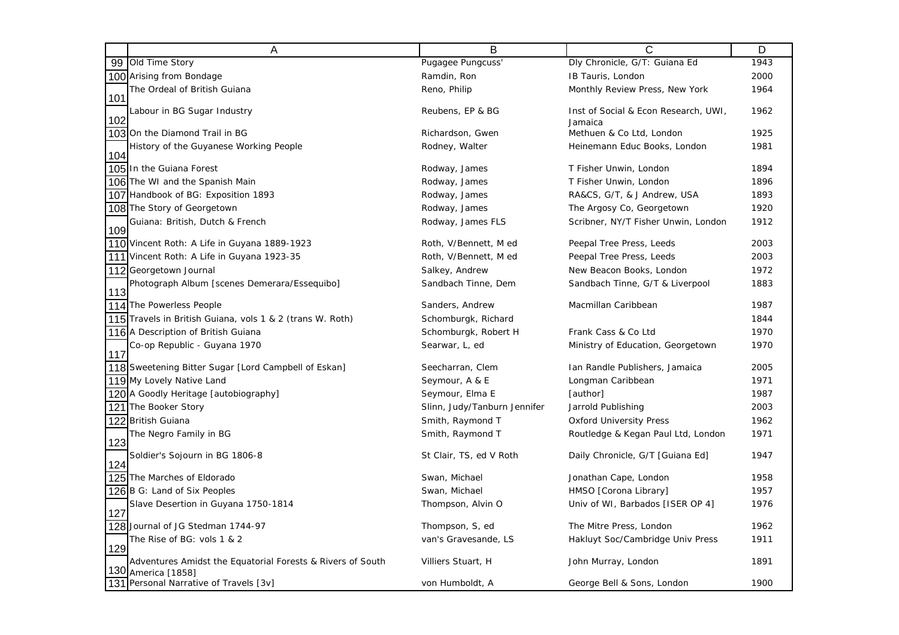| | A | B | C | D |
|---|---|---|---|---|
| 99 | Old Time Story | Pugagee Pungcuss' | Dly Chronicle, G/T: Guiana Ed | 1943 |
| 100 | Arising from Bondage | Ramdin, Ron | IB Tauris, London | 2000 |
| 101 | The Ordeal of British Guiana | Reno, Philip | Monthly Review Press, New York | 1964 |
| 102 | Labour in BG Sugar Industry | Reubens, EP & BG | Inst of Social & Econ Research, UWI, Jamaica | 1962 |
| 103 | On the Diamond Trail in BG | Richardson, Gwen | Methuen & Co Ltd, London | 1925 |
| 104 | History of the Guyanese Working People | Rodney, Walter | Heinemann Educ Books, London | 1981 |
| 105 | In the Guiana Forest | Rodway, James | T Fisher Unwin, London | 1894 |
| 106 | The WI and the Spanish Main | Rodway, James | T Fisher Unwin, London | 1896 |
| 107 | Handbook of BG: Exposition 1893 | Rodway, James | RA&CS, G/T, & J Andrew, USA | 1893 |
| 108 | The Story of Georgetown | Rodway, James | The Argosy Co, Georgetown | 1920 |
| 109 | Guiana: British, Dutch & French | Rodway, James FLS | Scribner, NY/T Fisher Unwin, London | 1912 |
| 110 | Vincent Roth: A Life in Guyana 1889-1923 | Roth, V/Bennett, M ed | Peepal Tree Press, Leeds | 2003 |
| 111 | Vincent Roth: A Life in Guyana 1923-35 | Roth, V/Bennett, M ed | Peepal Tree Press, Leeds | 2003 |
| 112 | Georgetown Journal | Salkey, Andrew | New Beacon Books, London | 1972 |
| 113 | Photograph Album [scenes Demerara/Essequibo] | Sandbach Tinne, Dem | Sandbach Tinne, G/T & Liverpool | 1883 |
| 114 | The Powerless People | Sanders, Andrew | Macmillan Caribbean | 1987 |
| 115 | Travels in British Guiana, vols 1 & 2 (trans W. Roth) | Schomburgk, Richard | | 1844 |
| 116 | A Description of British Guiana | Schomburgk, Robert H | Frank Cass & Co Ltd | 1970 |
| 117 | Co-op Republic - Guyana 1970 | Searwar, L, ed | Ministry of Education, Georgetown | 1970 |
| 118 | Sweetening Bitter Sugar [Lord Campbell of Eskan] | Seecharran, Clem | Ian Randle Publishers, Jamaica | 2005 |
| 119 | My Lovely Native Land | Seymour, A & E | Longman Caribbean | 1971 |
| 120 | A Goodly Heritage [autobiography] | Seymour, Elma E | [author] | 1987 |
| 121 | The Booker Story | Slinn, Judy/Tanburn Jennifer | Jarrold Publishing | 2003 |
| 122 | British Guiana | Smith, Raymond T | Oxford University Press | 1962 |
| 123 | The Negro Family in BG | Smith, Raymond T | Routledge & Kegan Paul Ltd, London | 1971 |
| 124 | Soldier's Sojourn in BG 1806-8 | St Clair, TS, ed V Roth | Daily Chronicle, G/T [Guiana Ed] | 1947 |
| 125 | The Marches of Eldorado | Swan, Michael | Jonathan Cape, London | 1958 |
| 126 | B G: Land of Six Peoples | Swan, Michael | HMSO [Corona Library] | 1957 |
| 127 | Slave Desertion in Guyana 1750-1814 | Thompson, Alvin O | Univ of WI, Barbados [ISER OP 4] | 1976 |
| 128 | Journal of JG Stedman 1744-97 | Thompson, S, ed | The Mitre Press, London | 1962 |
| 129 | The Rise of BG: vols 1 & 2 | van's Gravesande, LS | Hakluyt Soc/Cambridge Univ Press | 1911 |
| 130 | Adventures Amidst the Equatorial Forests & Rivers of South America [1858] | Villiers Stuart, H | John Murray, London | 1891 |
| 131 | Personal Narrative of Travels [3v] | von Humboldt, A | George Bell & Sons, London | 1900 |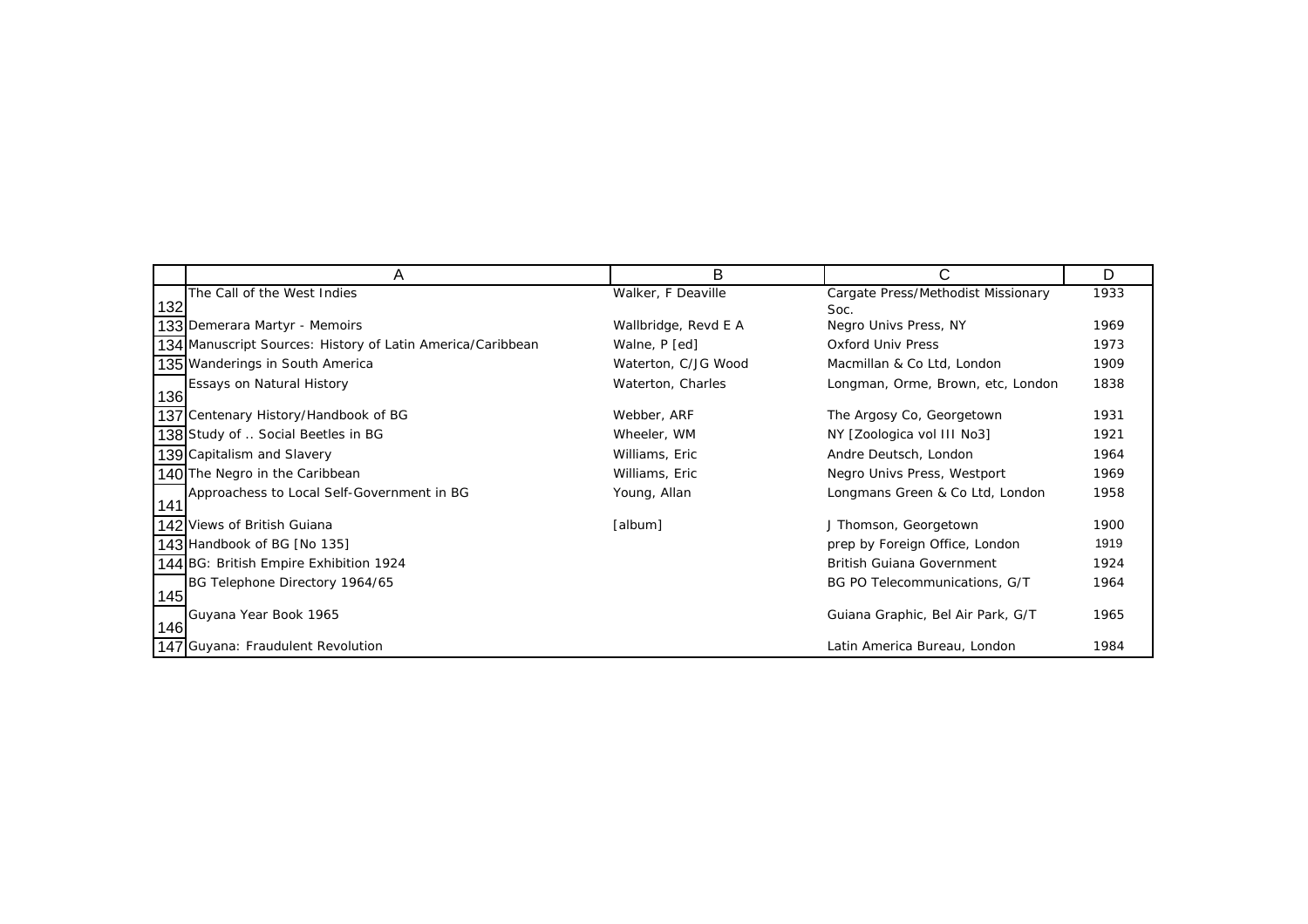| | A | B | C | D |
|---|---|---|---|---|
| 132 | The Call of the West Indies | Walker, F Deaville | Cargate Press/Methodist Missionary Soc. | 1933 |
| 133 | Demerara Martyr - Memoirs | Wallbridge, Revd E A | Negro Univs Press, NY | 1969 |
| 134 | Manuscript Sources: History of Latin America/Caribbean | Walne, P [ed] | Oxford Univ Press | 1973 |
| 135 | Wanderings in South America | Waterton, C/JG Wood | Macmillan & Co Ltd, London | 1909 |
| 136 | Essays on Natural History | Waterton, Charles | Longman, Orme, Brown, etc, London | 1838 |
| 137 | Centenary History/Handbook of BG | Webber, ARF | The Argosy Co, Georgetown | 1931 |
| 138 | Study of .. Social Beetles in BG | Wheeler, WM | NY [Zoologica vol III No3] | 1921 |
| 139 | Capitalism and Slavery | Williams, Eric | Andre Deutsch, London | 1964 |
| 140 | The Negro in the Caribbean | Williams, Eric | Negro Univs Press, Westport | 1969 |
| 141 | Approachess to Local Self-Government in BG | Young, Allan | Longmans Green & Co Ltd, London | 1958 |
| 142 | Views of British Guiana | [album] | J Thomson, Georgetown | 1900 |
| 143 | Handbook of BG [No 135] | | prep by Foreign Office, London | 1919 |
| 144 | BG: British Empire Exhibition 1924 | | British Guiana Government | 1924 |
| 145 | BG Telephone Directory 1964/65 | | BG PO Telecommunications, G/T | 1964 |
| 146 | Guyana Year Book 1965 | | Guiana Graphic, Bel Air Park, G/T | 1965 |
| 147 | Guyana: Fraudulent Revolution | | Latin America Bureau, London | 1984 |